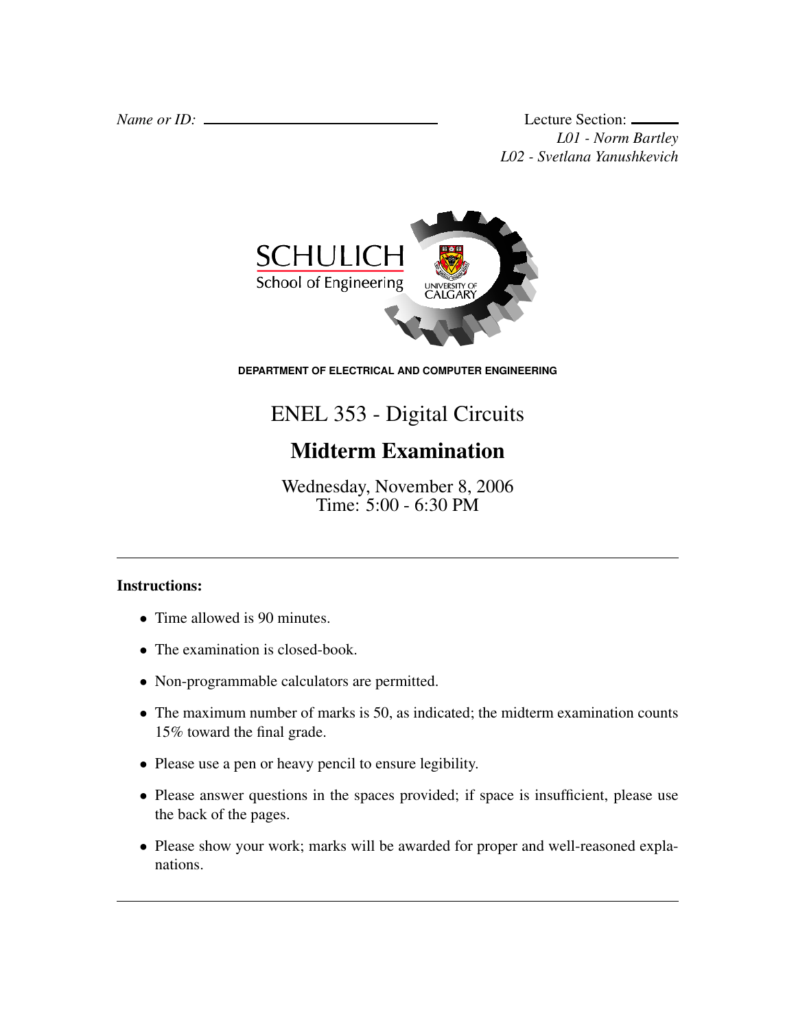*Name or ID:* ______________________

Lecture Section: ______
*L01 - Norm Bartley*
*L02 - Svetlana Yanushkevich*

SCHULICH
School of Engineering
UNIVERSITY OF CALGARY

**DEPARTMENT OF ELECTRICAL AND COMPUTER ENGINEERING**

# ENEL 353 - Digital Circuits

## Midterm Examination

Wednesday, November 8, 2006
Time: 5:00 - 6:30 PM

---

**Instructions:**

- Time allowed is 90 minutes.
- The examination is closed-book.
- Non-programmable calculators are permitted.
- The maximum number of marks is 50, as indicated; the midterm examination counts 15% toward the final grade.
- Please use a pen or heavy pencil to ensure legibility.
- Please answer questions in the spaces provided; if space is insufficient, please use the back of the pages.
- Please show your work; marks will be awarded for proper and well-reasoned explanations.

---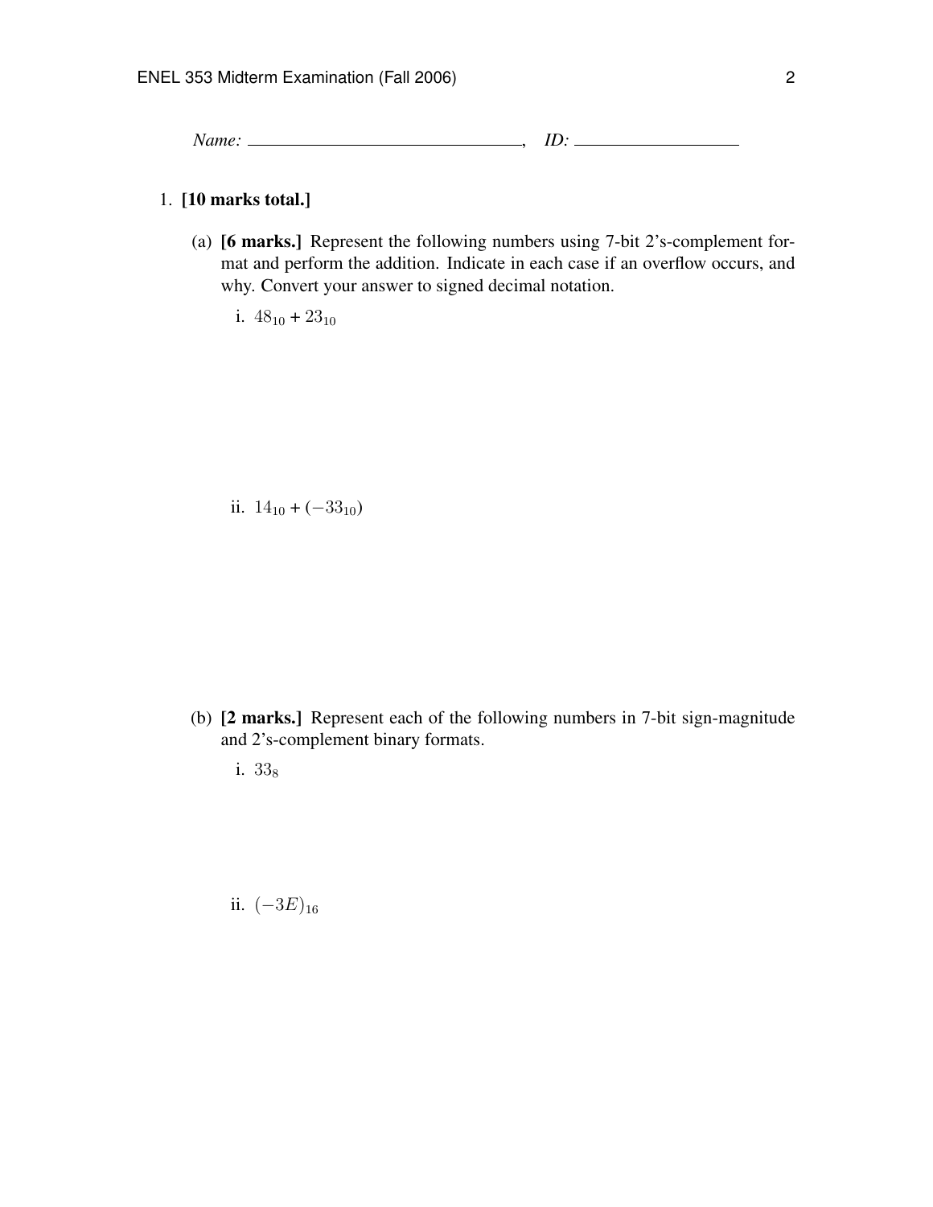*Name:* \_\_\_\_\_\_\_\_\_\_\_\_\_\_\_\_\_\_\_\_\_\_\_\_\_\_\_\_\_\_, *ID:* \_\_\_\_\_\_\_\_\_\_\_\_\_\_\_\_\_\_

1. **[10 marks total.]**

   (a) **[6 marks.]** Represent the following numbers using 7-bit 2's-complement format and perform the addition. Indicate in each case if an overflow occurs, and why. Convert your answer to signed decimal notation.

      i. $48_{10} + 23_{10}$

      ii. $14_{10} + (-33_{10})$

   (b) **[2 marks.]** Represent each of the following numbers in 7-bit sign-magnitude and 2's-complement binary formats.

      i. $33_8$

      ii. $(-3E)_{16}$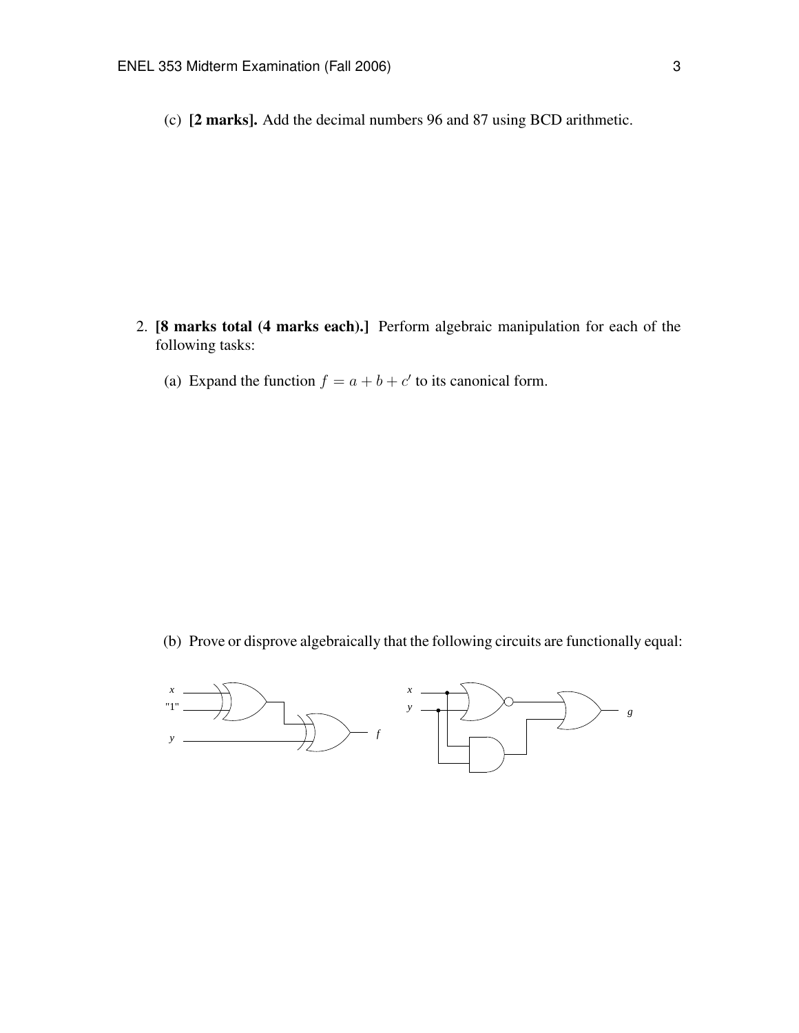(c) **[2 marks].** Add the decimal numbers 96 and 87 using BCD arithmetic.

2. **[8 marks total (4 marks each).]** Perform algebraic manipulation for each of the following tasks:

   (a) Expand the function $f = a + b + c'$ to its canonical form.

   (b) Prove or disprove algebraically that the following circuits are functionally equal: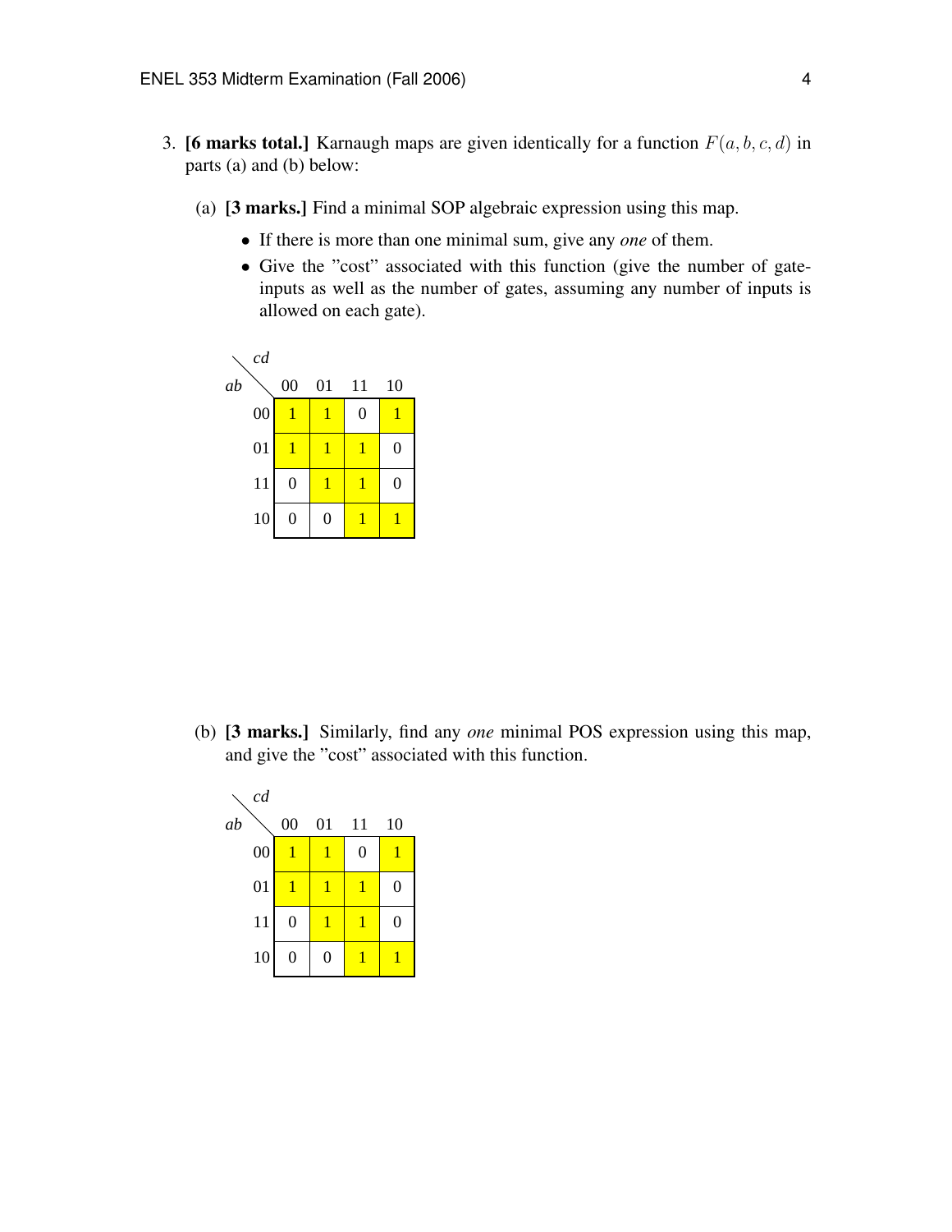3. **[6 marks total.]** Karnaugh maps are given identically for a function $F(a, b, c, d)$ in parts (a) and (b) below:

   (a) **[3 marks.]** Find a minimal SOP algebraic expression using this map.

   - If there is more than one minimal sum, give any *one* of them.
   - Give the "cost" associated with this function (give the number of gate-inputs as well as the number of gates, assuming any number of inputs is allowed on each gate).

| ab \ cd | 00 | 01 | 11 | 10 |
|---|---|---|---|---|
| 00 | 1 | 1 | 0 | 1 |
| 01 | 1 | 1 | 1 | 0 |
| 11 | 0 | 1 | 1 | 0 |
| 10 | 0 | 0 | 1 | 1 |

   (b) **[3 marks.]** Similarly, find any *one* minimal POS expression using this map, and give the "cost" associated with this function.

| ab \ cd | 00 | 01 | 11 | 10 |
|---|---|---|---|---|
| 00 | 1 | 1 | 0 | 1 |
| 01 | 1 | 1 | 1 | 0 |
| 11 | 0 | 1 | 1 | 0 |
| 10 | 0 | 0 | 1 | 1 |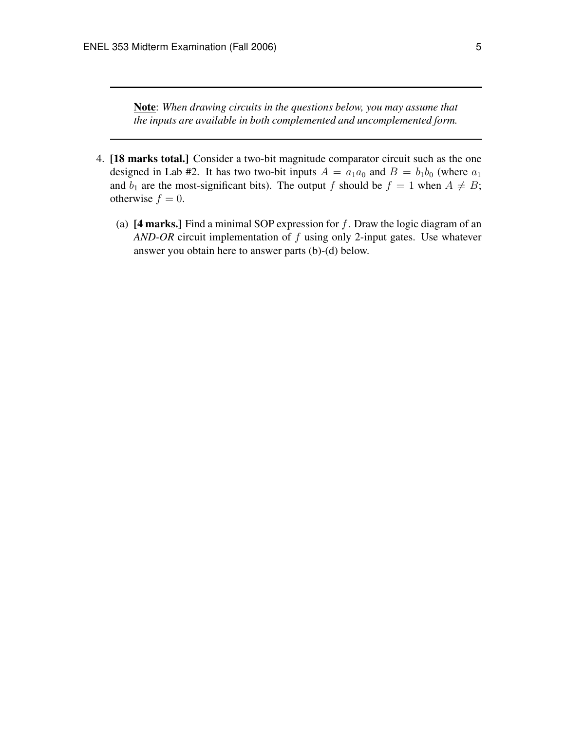---

**Note**: *When drawing circuits in the questions below, you may assume that the inputs are available in both complemented and uncomplemented form.*

---

4. **[18 marks total.]** Consider a two-bit magnitude comparator circuit such as the one designed in Lab #2. It has two two-bit inputs $A = a_1 a_0$ and $B = b_1 b_0$ (where $a_1$ and $b_1$ are the most-significant bits). The output $f$ should be $f = 1$ when $A \neq B$; otherwise $f = 0$.

   (a) **[4 marks.]** Find a minimal SOP expression for $f$. Draw the logic diagram of an *AND-OR* circuit implementation of $f$ using only 2-input gates. Use whatever answer you obtain here to answer parts (b)-(d) below.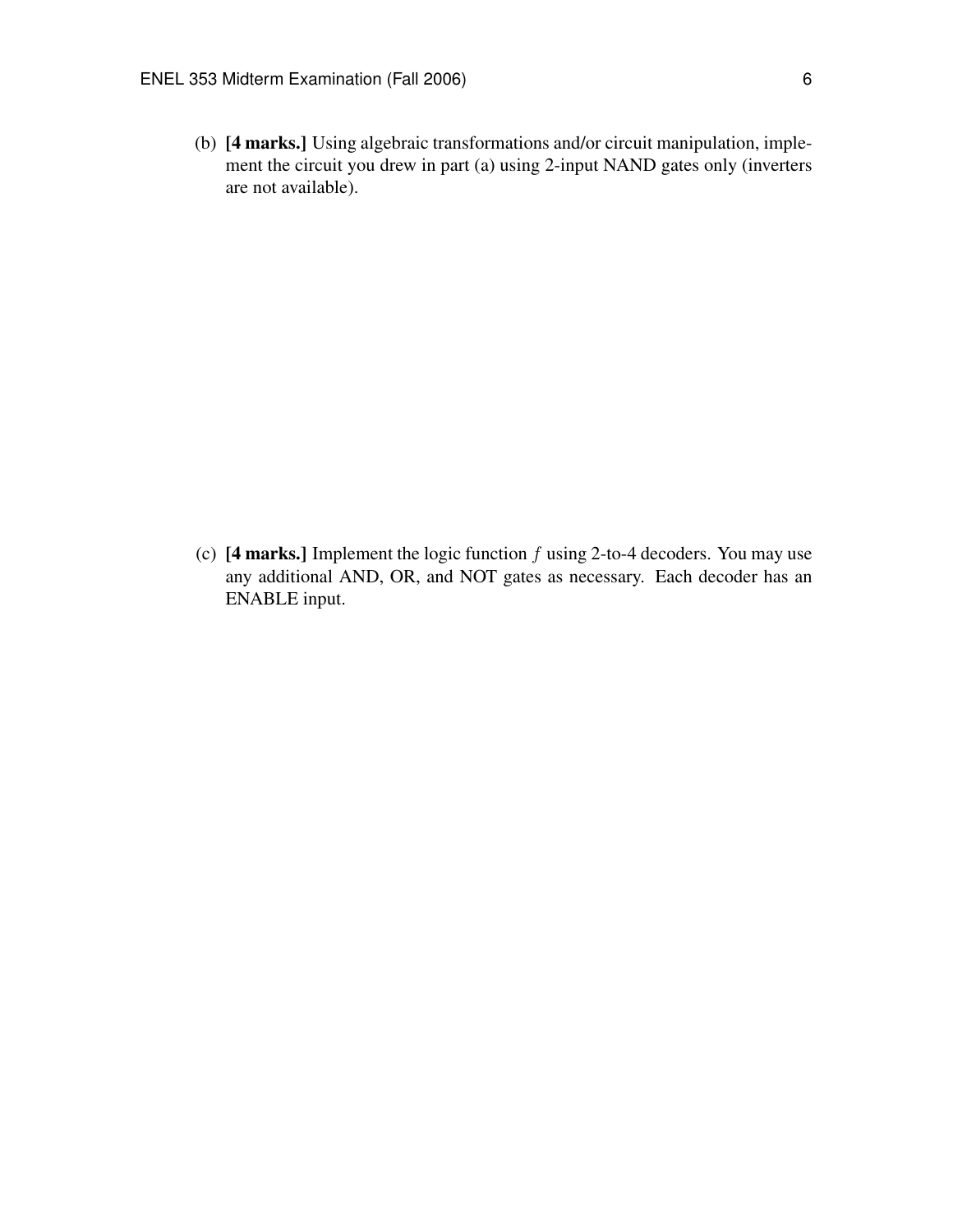(b) **[4 marks.]** Using algebraic transformations and/or circuit manipulation, implement the circuit you drew in part (a) using 2-input NAND gates only (inverters are not available).

(c) **[4 marks.]** Implement the logic function $f$ using 2-to-4 decoders. You may use any additional AND, OR, and NOT gates as necessary. Each decoder has an ENABLE input.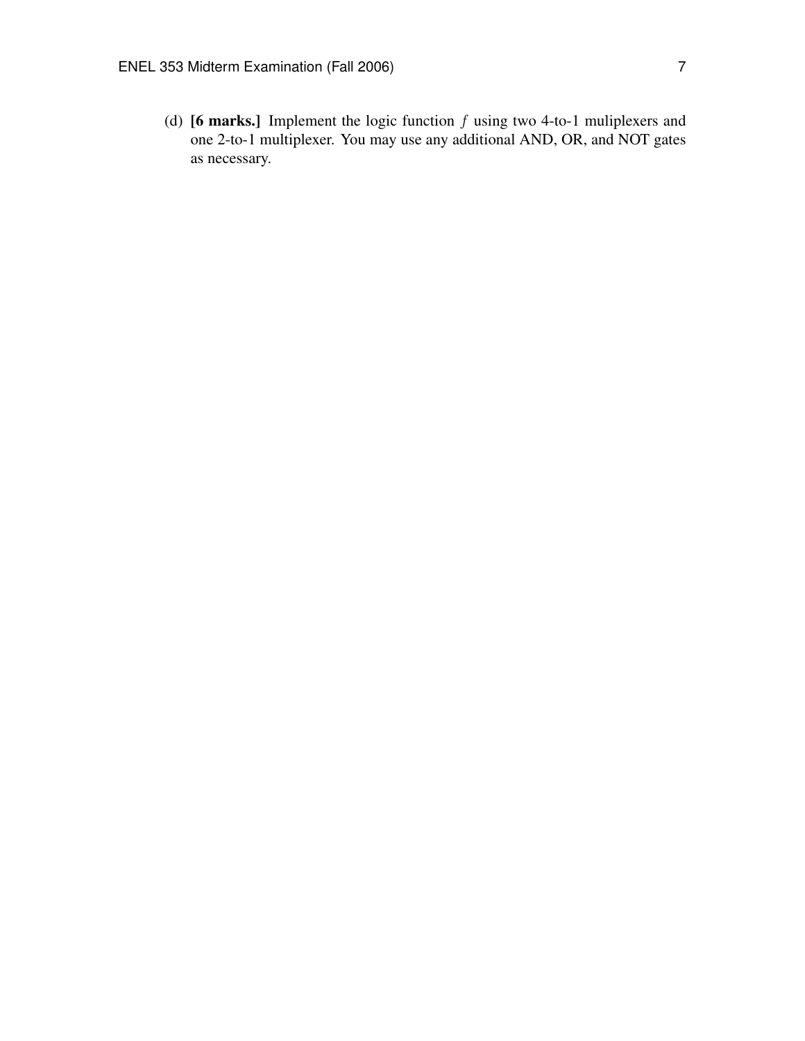(d) **[6 marks.]** Implement the logic function $f$ using two 4-to-1 muliplexers and one 2-to-1 multiplexer. You may use any additional AND, OR, and NOT gates as necessary.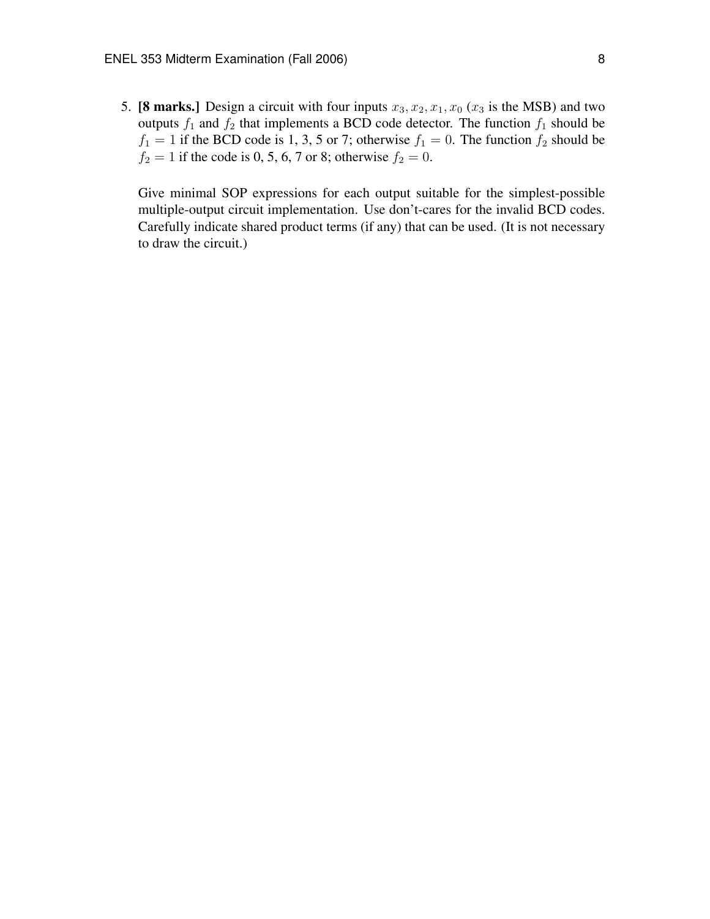5. **[8 marks.]** Design a circuit with four inputs $x_3, x_2, x_1, x_0$ ($x_3$ is the MSB) and two outputs $f_1$ and $f_2$ that implements a BCD code detector. The function $f_1$ should be $f_1 = 1$ if the BCD code is 1, 3, 5 or 7; otherwise $f_1 = 0$. The function $f_2$ should be $f_2 = 1$ if the code is 0, 5, 6, 7 or 8; otherwise $f_2 = 0$.

   Give minimal SOP expressions for each output suitable for the simplest-possible multiple-output circuit implementation. Use don't-cares for the invalid BCD codes. Carefully indicate shared product terms (if any) that can be used. (It is not necessary to draw the circuit.)